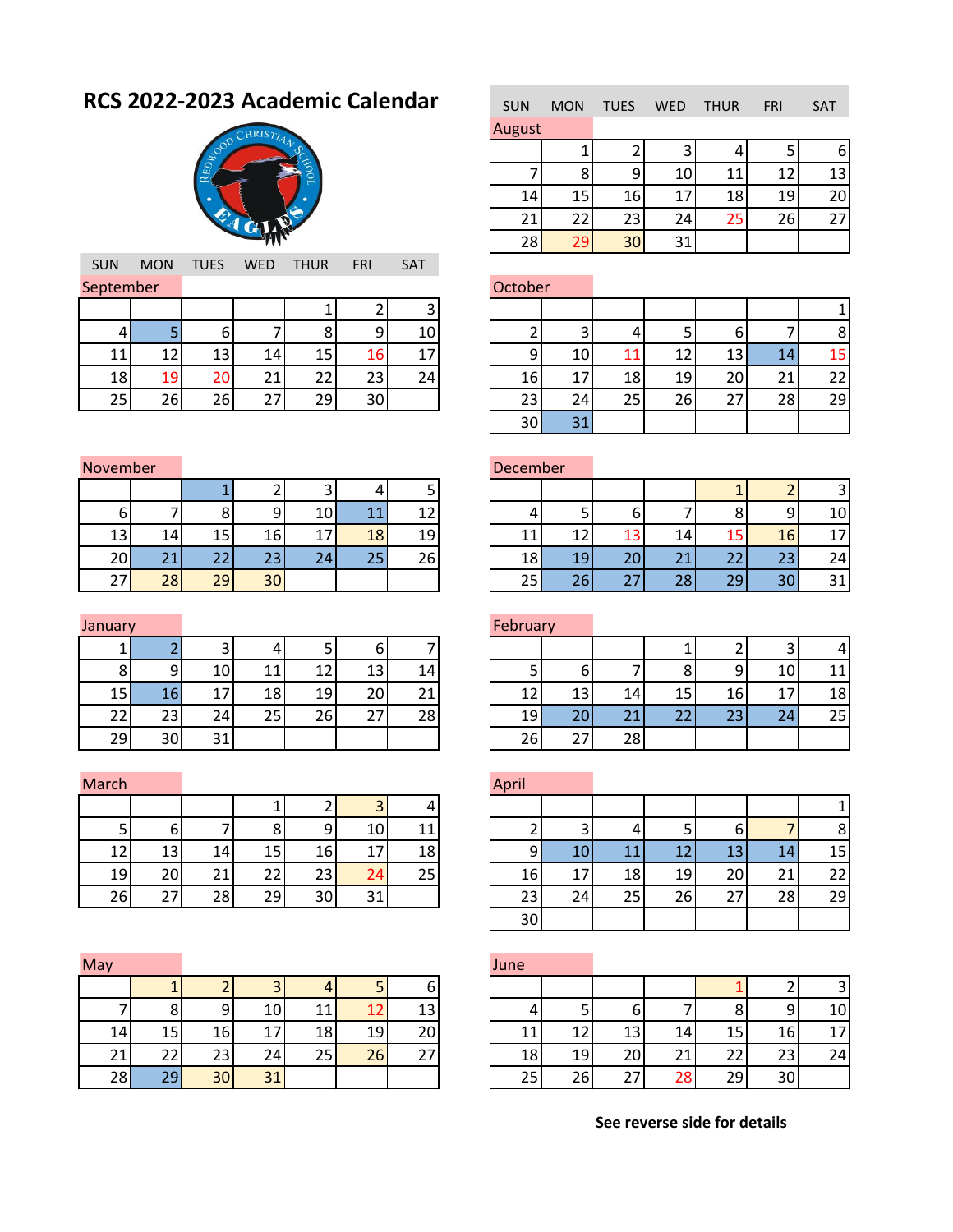# RCS 2022-2023 Academic Calendar

**August**

| SUN | MON | TUES | WED | THUR | FRI | SAT |
|---|---|---|---|---|---|---|
| | 1 | 2 | 3 | 4 | 5 | 6 |
| 7 | 8 | 9 | 10 | 11 | 12 | 13 |
| 14 | 15 | 16 | 17 | 18 | 19 | 20 |
| 21 | 22 | 23 | 24 | 25 | 26 | 27 |
| 28 | 29 | 30 | 31 | | | |

**September**

| SUN | MON | TUES | WED | THUR | FRI | SAT |
|---|---|---|---|---|---|---|
| | | | | 1 | 2 | 3 |
| 4 | 5 | 6 | 7 | 8 | 9 | 10 |
| 11 | 12 | 13 | 14 | 15 | 16 | 17 |
| 18 | 19 | 20 | 21 | 22 | 23 | 24 |
| 25 | 26 | 26 | 27 | 29 | 30 | |

**October**

| SUN | MON | TUES | WED | THUR | FRI | SAT |
|---|---|---|---|---|---|---|
| | | | | | | 1 |
| 2 | 3 | 4 | 5 | 6 | 7 | 8 |
| 9 | 10 | 11 | 12 | 13 | 14 | 15 |
| 16 | 17 | 18 | 19 | 20 | 21 | 22 |
| 23 | 24 | 25 | 26 | 27 | 28 | 29 |
| 30 | 31 | | | | | |

**November**

| SUN | MON | TUES | WED | THUR | FRI | SAT |
|---|---|---|---|---|---|---|
| | | 1 | 2 | 3 | 4 | 5 |
| 6 | 7 | 8 | 9 | 10 | 11 | 12 |
| 13 | 14 | 15 | 16 | 17 | 18 | 19 |
| 20 | 21 | 22 | 23 | 24 | 25 | 26 |
| 27 | 28 | 29 | 30 | | | |

**December**

| SUN | MON | TUES | WED | THUR | FRI | SAT |
|---|---|---|---|---|---|---|
| | | | | 1 | 2 | 3 |
| 4 | 5 | 6 | 7 | 8 | 9 | 10 |
| 11 | 12 | 13 | 14 | 15 | 16 | 17 |
| 18 | 19 | 20 | 21 | 22 | 23 | 24 |
| 25 | 26 | 27 | 28 | 29 | 30 | 31 |

**January**

| SUN | MON | TUES | WED | THUR | FRI | SAT |
|---|---|---|---|---|---|---|
| 1 | 2 | 3 | 4 | 5 | 6 | 7 |
| 8 | 9 | 10 | 11 | 12 | 13 | 14 |
| 15 | 16 | 17 | 18 | 19 | 20 | 21 |
| 22 | 23 | 24 | 25 | 26 | 27 | 28 |
| 29 | 30 | 31 | | | | |

**February**

| SUN | MON | TUES | WED | THUR | FRI | SAT |
|---|---|---|---|---|---|---|
| | | | 1 | 2 | 3 | 4 |
| 5 | 6 | 7 | 8 | 9 | 10 | 11 |
| 12 | 13 | 14 | 15 | 16 | 17 | 18 |
| 19 | 20 | 21 | 22 | 23 | 24 | 25 |
| 26 | 27 | 28 | | | | |

**March**

| SUN | MON | TUES | WED | THUR | FRI | SAT |
|---|---|---|---|---|---|---|
| | | | 1 | 2 | 3 | 4 |
| 5 | 6 | 7 | 8 | 9 | 10 | 11 |
| 12 | 13 | 14 | 15 | 16 | 17 | 18 |
| 19 | 20 | 21 | 22 | 23 | 24 | 25 |
| 26 | 27 | 28 | 29 | 30 | 31 | |

**April**

| SUN | MON | TUES | WED | THUR | FRI | SAT |
|---|---|---|---|---|---|---|
| | | | | | | 1 |
| 2 | 3 | 4 | 5 | 6 | 7 | 8 |
| 9 | 10 | 11 | 12 | 13 | 14 | 15 |
| 16 | 17 | 18 | 19 | 20 | 21 | 22 |
| 23 | 24 | 25 | 26 | 27 | 28 | 29 |
| 30 | | | | | | |

**May**

| SUN | MON | TUES | WED | THUR | FRI | SAT |
|---|---|---|---|---|---|---|
| | 1 | 2 | 3 | 4 | 5 | 6 |
| 7 | 8 | 9 | 10 | 11 | 12 | 13 |
| 14 | 15 | 16 | 17 | 18 | 19 | 20 |
| 21 | 22 | 23 | 24 | 25 | 26 | 27 |
| 28 | 29 | 30 | 31 | | | |

**June**

| SUN | MON | TUES | WED | THUR | FRI | SAT |
|---|---|---|---|---|---|---|
| | | | | 1 | 2 | 3 |
| 4 | 5 | 6 | 7 | 8 | 9 | 10 |
| 11 | 12 | 13 | 14 | 15 | 16 | 17 |
| 18 | 19 | 20 | 21 | 22 | 23 | 24 |
| 25 | 26 | 27 | 28 | 29 | 30 | |

**See reverse side for details**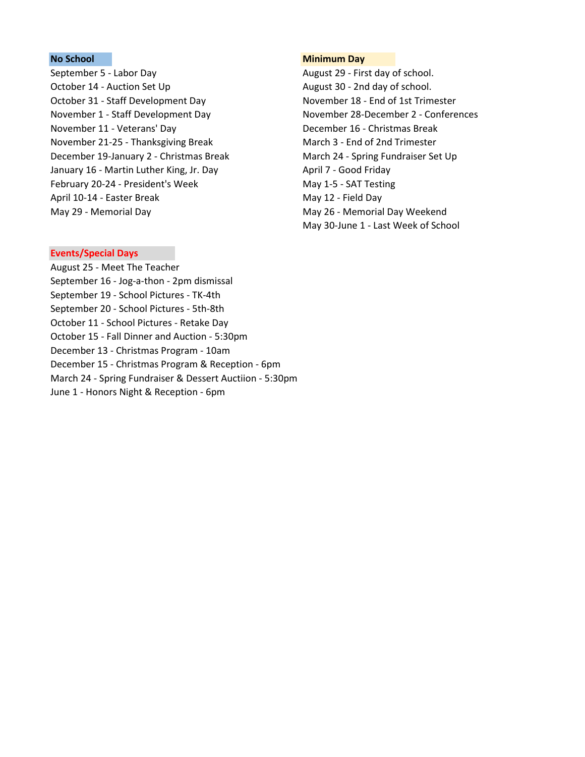## No School

September 5 - Labor Day
October 14 - Auction Set Up
October 31 - Staff Development Day
November 1 - Staff Development Day
November 11 - Veterans' Day
November 21-25 - Thanksgiving Break
December 19-January 2 - Christmas Break
January 16 - Martin Luther King, Jr. Day
February 20-24 - President's Week
April 10-14 - Easter Break
May 29 - Memorial Day

## Minimum Day

August 29 - First day of school.
August 30 - 2nd day of school.
November 18 - End of 1st Trimester
November 28-December 2 - Conferences
December 16 - Christmas Break
March 3 - End of 2nd Trimester
March 24 - Spring Fundraiser Set Up
April 7 - Good Friday
May 1-5 - SAT Testing
May 12 - Field Day
May 26 - Memorial Day Weekend
May 30-June 1 - Last Week of School

## Events/Special Days

August 25 - Meet The Teacher
September 16 - Jog-a-thon - 2pm dismissal
September 19 - School Pictures - TK-4th
September 20 - School Pictures - 5th-8th
October 11 - School Pictures - Retake Day
October 15 - Fall Dinner and Auction - 5:30pm
December 13 - Christmas Program - 10am
December 15 - Christmas Program & Reception - 6pm
March 24 - Spring Fundraiser & Dessert Auctiion - 5:30pm
June 1 - Honors Night & Reception - 6pm